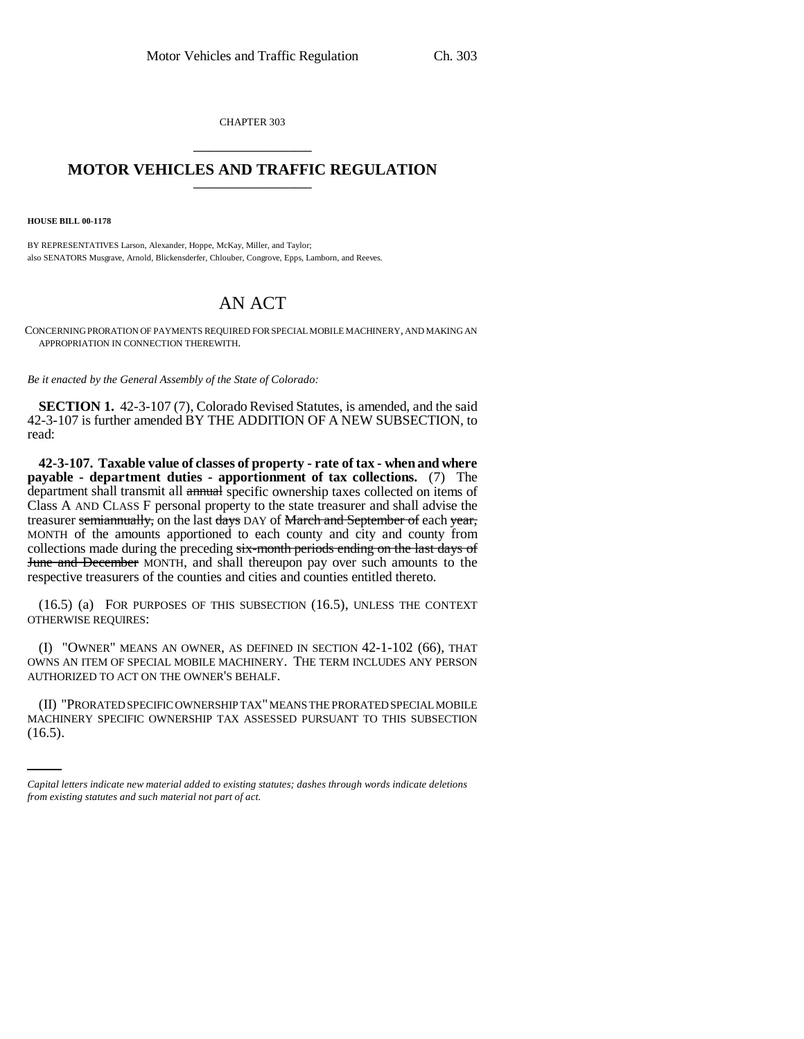CHAPTER 303

# MOTOR VEHICLES AND TRAFFIC REGULATION

**HOUSE BILL 00-1178**

BY REPRESENTATIVES Larson, Alexander, Hoppe, McKay, Miller, and Taylor;
also SENATORS Musgrave, Arnold, Blickensderfer, Chlouber, Congrove, Epps, Lamborn, and Reeves.

# AN ACT

CONCERNING PRORATION OF PAYMENTS REQUIRED FOR SPECIAL MOBILE MACHINERY, AND MAKING AN APPROPRIATION IN CONNECTION THEREWITH.

*Be it enacted by the General Assembly of the State of Colorado:*

**SECTION 1.** 42-3-107 (7), Colorado Revised Statutes, is amended, and the said 42-3-107 is further amended BY THE ADDITION OF A NEW SUBSECTION, to read:

**42-3-107. Taxable value of classes of property - rate of tax - when and where payable - department duties - apportionment of tax collections.** (7) The department shall transmit all ~~annual~~ specific ownership taxes collected on items of Class A AND CLASS F personal property to the state treasurer and shall advise the treasurer ~~semiannually,~~ on the last ~~days~~ DAY of ~~March and September of~~ each ~~year,~~ MONTH of the amounts apportioned to each county and city and county from collections made during the preceding ~~six-month periods ending on the last days of June and December~~ MONTH, and shall thereupon pay over such amounts to the respective treasurers of the counties and cities and counties entitled thereto.

(16.5) (a) FOR PURPOSES OF THIS SUBSECTION (16.5), UNLESS THE CONTEXT OTHERWISE REQUIRES:

(I) "OWNER" MEANS AN OWNER, AS DEFINED IN SECTION 42-1-102 (66), THAT OWNS AN ITEM OF SPECIAL MOBILE MACHINERY. THE TERM INCLUDES ANY PERSON AUTHORIZED TO ACT ON THE OWNER'S BEHALF.

(II) "PRORATED SPECIFIC OWNERSHIP TAX" MEANS THE PRORATED SPECIAL MOBILE MACHINERY SPECIFIC OWNERSHIP TAX ASSESSED PURSUANT TO THIS SUBSECTION (16.5).

*Capital letters indicate new material added to existing statutes; dashes through words indicate deletions from existing statutes and such material not part of act.*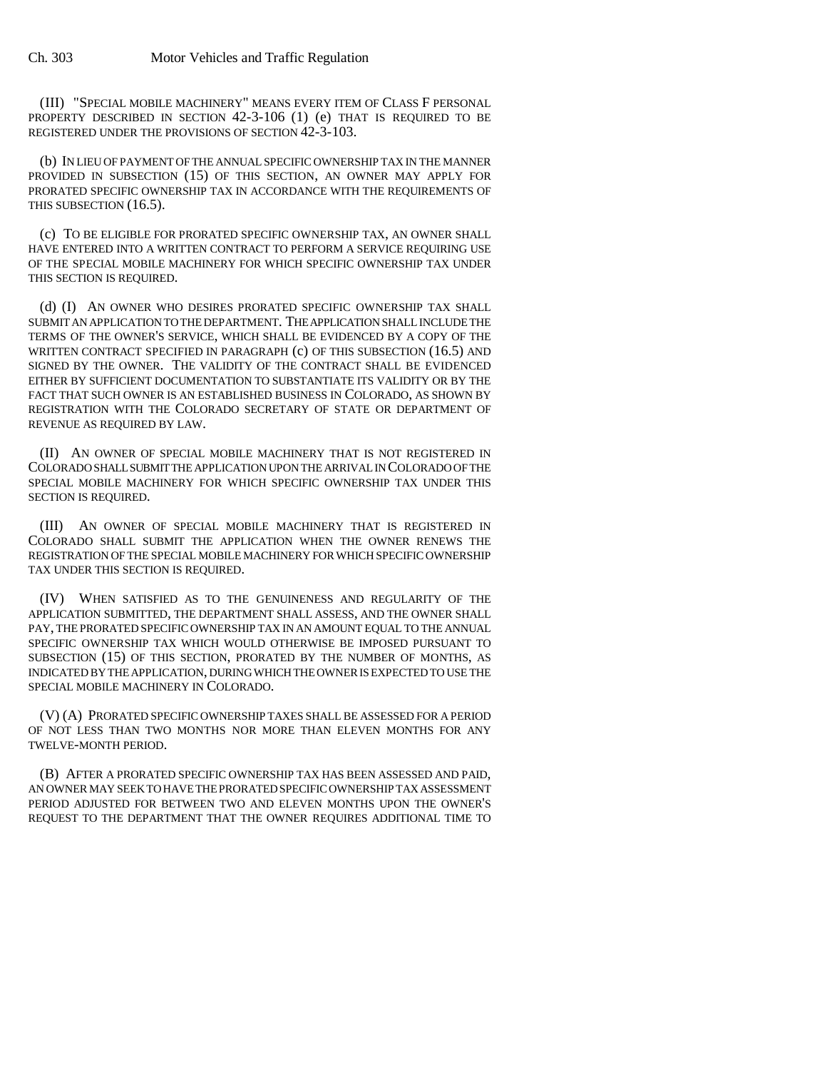(III) "SPECIAL MOBILE MACHINERY" MEANS EVERY ITEM OF CLASS F PERSONAL PROPERTY DESCRIBED IN SECTION 42-3-106 (1) (e) THAT IS REQUIRED TO BE REGISTERED UNDER THE PROVISIONS OF SECTION 42-3-103.

(b) IN LIEU OF PAYMENT OF THE ANNUAL SPECIFIC OWNERSHIP TAX IN THE MANNER PROVIDED IN SUBSECTION (15) OF THIS SECTION, AN OWNER MAY APPLY FOR PRORATED SPECIFIC OWNERSHIP TAX IN ACCORDANCE WITH THE REQUIREMENTS OF THIS SUBSECTION (16.5).

(c) TO BE ELIGIBLE FOR PRORATED SPECIFIC OWNERSHIP TAX, AN OWNER SHALL HAVE ENTERED INTO A WRITTEN CONTRACT TO PERFORM A SERVICE REQUIRING USE OF THE SPECIAL MOBILE MACHINERY FOR WHICH SPECIFIC OWNERSHIP TAX UNDER THIS SECTION IS REQUIRED.

(d) (I) AN OWNER WHO DESIRES PRORATED SPECIFIC OWNERSHIP TAX SHALL SUBMIT AN APPLICATION TO THE DEPARTMENT. THE APPLICATION SHALL INCLUDE THE TERMS OF THE OWNER'S SERVICE, WHICH SHALL BE EVIDENCED BY A COPY OF THE WRITTEN CONTRACT SPECIFIED IN PARAGRAPH (c) OF THIS SUBSECTION (16.5) AND SIGNED BY THE OWNER. THE VALIDITY OF THE CONTRACT SHALL BE EVIDENCED EITHER BY SUFFICIENT DOCUMENTATION TO SUBSTANTIATE ITS VALIDITY OR BY THE FACT THAT SUCH OWNER IS AN ESTABLISHED BUSINESS IN COLORADO, AS SHOWN BY REGISTRATION WITH THE COLORADO SECRETARY OF STATE OR DEPARTMENT OF REVENUE AS REQUIRED BY LAW.

(II) AN OWNER OF SPECIAL MOBILE MACHINERY THAT IS NOT REGISTERED IN COLORADO SHALL SUBMIT THE APPLICATION UPON THE ARRIVAL IN COLORADO OF THE SPECIAL MOBILE MACHINERY FOR WHICH SPECIFIC OWNERSHIP TAX UNDER THIS SECTION IS REQUIRED.

(III) AN OWNER OF SPECIAL MOBILE MACHINERY THAT IS REGISTERED IN COLORADO SHALL SUBMIT THE APPLICATION WHEN THE OWNER RENEWS THE REGISTRATION OF THE SPECIAL MOBILE MACHINERY FOR WHICH SPECIFIC OWNERSHIP TAX UNDER THIS SECTION IS REQUIRED.

(IV) WHEN SATISFIED AS TO THE GENUINENESS AND REGULARITY OF THE APPLICATION SUBMITTED, THE DEPARTMENT SHALL ASSESS, AND THE OWNER SHALL PAY, THE PRORATED SPECIFIC OWNERSHIP TAX IN AN AMOUNT EQUAL TO THE ANNUAL SPECIFIC OWNERSHIP TAX WHICH WOULD OTHERWISE BE IMPOSED PURSUANT TO SUBSECTION (15) OF THIS SECTION, PRORATED BY THE NUMBER OF MONTHS, AS INDICATED BY THE APPLICATION, DURING WHICH THE OWNER IS EXPECTED TO USE THE SPECIAL MOBILE MACHINERY IN COLORADO.

(V) (A) PRORATED SPECIFIC OWNERSHIP TAXES SHALL BE ASSESSED FOR A PERIOD OF NOT LESS THAN TWO MONTHS NOR MORE THAN ELEVEN MONTHS FOR ANY TWELVE-MONTH PERIOD.

(B) AFTER A PRORATED SPECIFIC OWNERSHIP TAX HAS BEEN ASSESSED AND PAID, AN OWNER MAY SEEK TO HAVE THE PRORATED SPECIFIC OWNERSHIP TAX ASSESSMENT PERIOD ADJUSTED FOR BETWEEN TWO AND ELEVEN MONTHS UPON THE OWNER'S REQUEST TO THE DEPARTMENT THAT THE OWNER REQUIRES ADDITIONAL TIME TO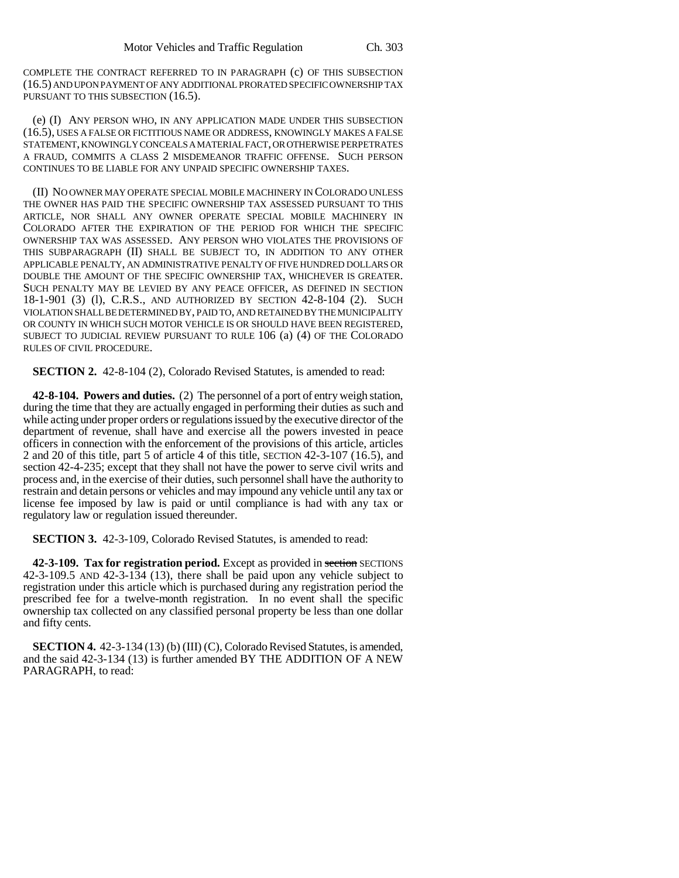COMPLETE THE CONTRACT REFERRED TO IN PARAGRAPH (c) OF THIS SUBSECTION (16.5) AND UPON PAYMENT OF ANY ADDITIONAL PRORATED SPECIFIC OWNERSHIP TAX PURSUANT TO THIS SUBSECTION (16.5).

(e) (I) ANY PERSON WHO, IN ANY APPLICATION MADE UNDER THIS SUBSECTION (16.5), USES A FALSE OR FICTITIOUS NAME OR ADDRESS, KNOWINGLY MAKES A FALSE STATEMENT, KNOWINGLY CONCEALS A MATERIAL FACT, OR OTHERWISE PERPETRATES A FRAUD, COMMITS A CLASS 2 MISDEMEANOR TRAFFIC OFFENSE. SUCH PERSON CONTINUES TO BE LIABLE FOR ANY UNPAID SPECIFIC OWNERSHIP TAXES.

(II) NO OWNER MAY OPERATE SPECIAL MOBILE MACHINERY IN COLORADO UNLESS THE OWNER HAS PAID THE SPECIFIC OWNERSHIP TAX ASSESSED PURSUANT TO THIS ARTICLE, NOR SHALL ANY OWNER OPERATE SPECIAL MOBILE MACHINERY IN COLORADO AFTER THE EXPIRATION OF THE PERIOD FOR WHICH THE SPECIFIC OWNERSHIP TAX WAS ASSESSED. ANY PERSON WHO VIOLATES THE PROVISIONS OF THIS SUBPARAGRAPH (II) SHALL BE SUBJECT TO, IN ADDITION TO ANY OTHER APPLICABLE PENALTY, AN ADMINISTRATIVE PENALTY OF FIVE HUNDRED DOLLARS OR DOUBLE THE AMOUNT OF THE SPECIFIC OWNERSHIP TAX, WHICHEVER IS GREATER. SUCH PENALTY MAY BE LEVIED BY ANY PEACE OFFICER, AS DEFINED IN SECTION 18-1-901 (3) (l), C.R.S., AND AUTHORIZED BY SECTION 42-8-104 (2). SUCH VIOLATION SHALL BE DETERMINED BY, PAID TO, AND RETAINED BY THE MUNICIPALITY OR COUNTY IN WHICH SUCH MOTOR VEHICLE IS OR SHOULD HAVE BEEN REGISTERED, SUBJECT TO JUDICIAL REVIEW PURSUANT TO RULE 106 (a) (4) OF THE COLORADO RULES OF CIVIL PROCEDURE.

**SECTION 2.** 42-8-104 (2), Colorado Revised Statutes, is amended to read:

**42-8-104. Powers and duties.** (2) The personnel of a port of entry weigh station, during the time that they are actually engaged in performing their duties as such and while acting under proper orders or regulations issued by the executive director of the department of revenue, shall have and exercise all the powers invested in peace officers in connection with the enforcement of the provisions of this article, articles 2 and 20 of this title, part 5 of article 4 of this title, SECTION 42-3-107 (16.5), and section 42-4-235; except that they shall not have the power to serve civil writs and process and, in the exercise of their duties, such personnel shall have the authority to restrain and detain persons or vehicles and may impound any vehicle until any tax or license fee imposed by law is paid or until compliance is had with any tax or regulatory law or regulation issued thereunder.

**SECTION 3.** 42-3-109, Colorado Revised Statutes, is amended to read:

**42-3-109. Tax for registration period.** Except as provided in ~~section~~ SECTIONS 42-3-109.5 AND 42-3-134 (13), there shall be paid upon any vehicle subject to registration under this article which is purchased during any registration period the prescribed fee for a twelve-month registration. In no event shall the specific ownership tax collected on any classified personal property be less than one dollar and fifty cents.

**SECTION 4.** 42-3-134 (13) (b) (III) (C), Colorado Revised Statutes, is amended, and the said 42-3-134 (13) is further amended BY THE ADDITION OF A NEW PARAGRAPH, to read: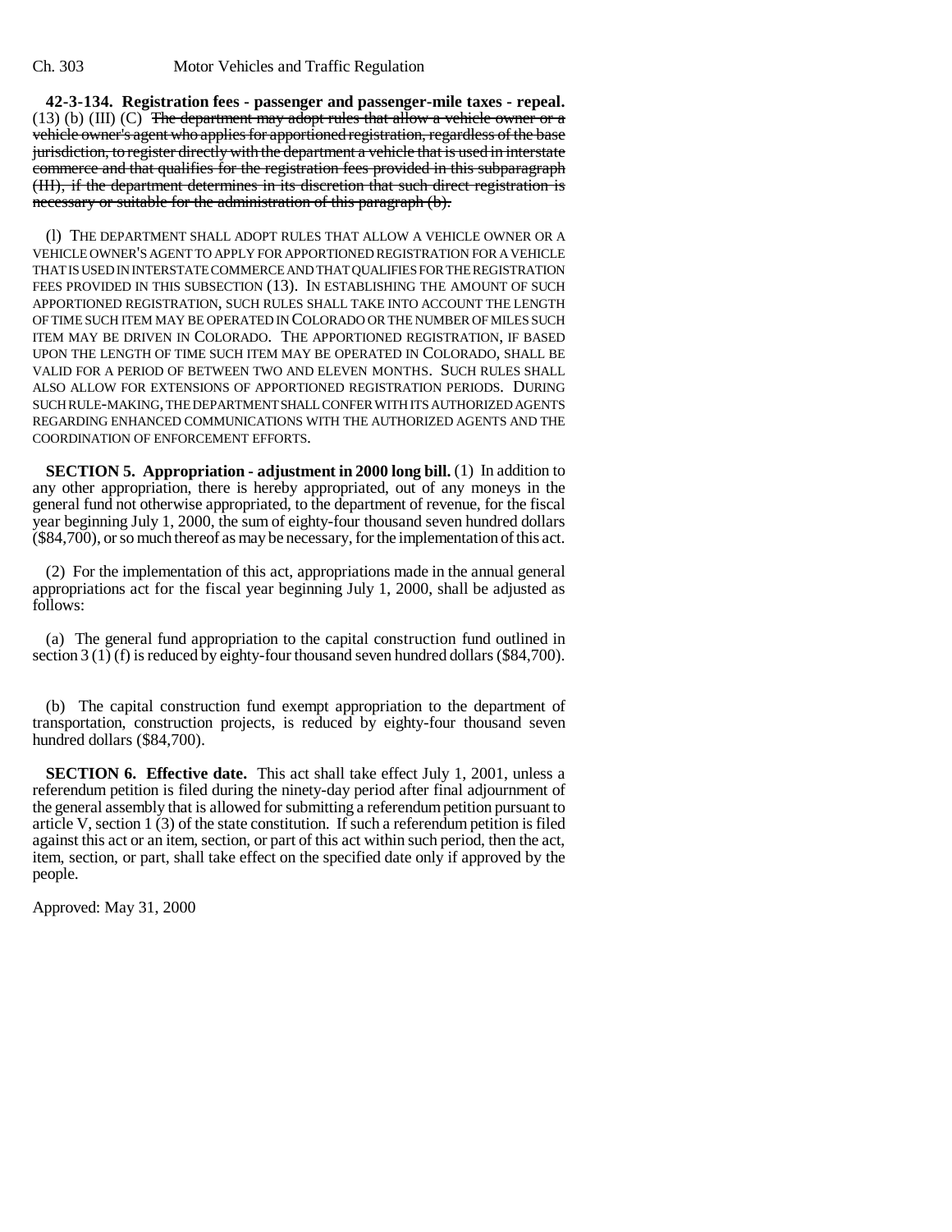**42-3-134. Registration fees - passenger and passenger-mile taxes - repeal.** (13) (b) (III) (C) ~~The department may adopt rules that allow a vehicle owner or a vehicle owner's agent who applies for apportioned registration, regardless of the base jurisdiction, to register directly with the department a vehicle that is used in interstate commerce and that qualifies for the registration fees provided in this subparagraph (III), if the department determines in its discretion that such direct registration is necessary or suitable for the administration of this paragraph (b).~~

(l) THE DEPARTMENT SHALL ADOPT RULES THAT ALLOW A VEHICLE OWNER OR A VEHICLE OWNER'S AGENT TO APPLY FOR APPORTIONED REGISTRATION FOR A VEHICLE THAT IS USED IN INTERSTATE COMMERCE AND THAT QUALIFIES FOR THE REGISTRATION FEES PROVIDED IN THIS SUBSECTION (13). IN ESTABLISHING THE AMOUNT OF SUCH APPORTIONED REGISTRATION, SUCH RULES SHALL TAKE INTO ACCOUNT THE LENGTH OF TIME SUCH ITEM MAY BE OPERATED IN COLORADO OR THE NUMBER OF MILES SUCH ITEM MAY BE DRIVEN IN COLORADO. THE APPORTIONED REGISTRATION, IF BASED UPON THE LENGTH OF TIME SUCH ITEM MAY BE OPERATED IN COLORADO, SHALL BE VALID FOR A PERIOD OF BETWEEN TWO AND ELEVEN MONTHS. SUCH RULES SHALL ALSO ALLOW FOR EXTENSIONS OF APPORTIONED REGISTRATION PERIODS. DURING SUCH RULE-MAKING, THE DEPARTMENT SHALL CONFER WITH ITS AUTHORIZED AGENTS REGARDING ENHANCED COMMUNICATIONS WITH THE AUTHORIZED AGENTS AND THE COORDINATION OF ENFORCEMENT EFFORTS.

**SECTION 5. Appropriation - adjustment in 2000 long bill.** (1) In addition to any other appropriation, there is hereby appropriated, out of any moneys in the general fund not otherwise appropriated, to the department of revenue, for the fiscal year beginning July 1, 2000, the sum of eighty-four thousand seven hundred dollars ($84,700), or so much thereof as may be necessary, for the implementation of this act.

(2) For the implementation of this act, appropriations made in the annual general appropriations act for the fiscal year beginning July 1, 2000, shall be adjusted as follows:

(a) The general fund appropriation to the capital construction fund outlined in section 3 (1) (f) is reduced by eighty-four thousand seven hundred dollars ($84,700).

(b) The capital construction fund exempt appropriation to the department of transportation, construction projects, is reduced by eighty-four thousand seven hundred dollars ($84,700).

**SECTION 6. Effective date.** This act shall take effect July 1, 2001, unless a referendum petition is filed during the ninety-day period after final adjournment of the general assembly that is allowed for submitting a referendum petition pursuant to article V, section 1 (3) of the state constitution. If such a referendum petition is filed against this act or an item, section, or part of this act within such period, then the act, item, section, or part, shall take effect on the specified date only if approved by the people.

Approved: May 31, 2000